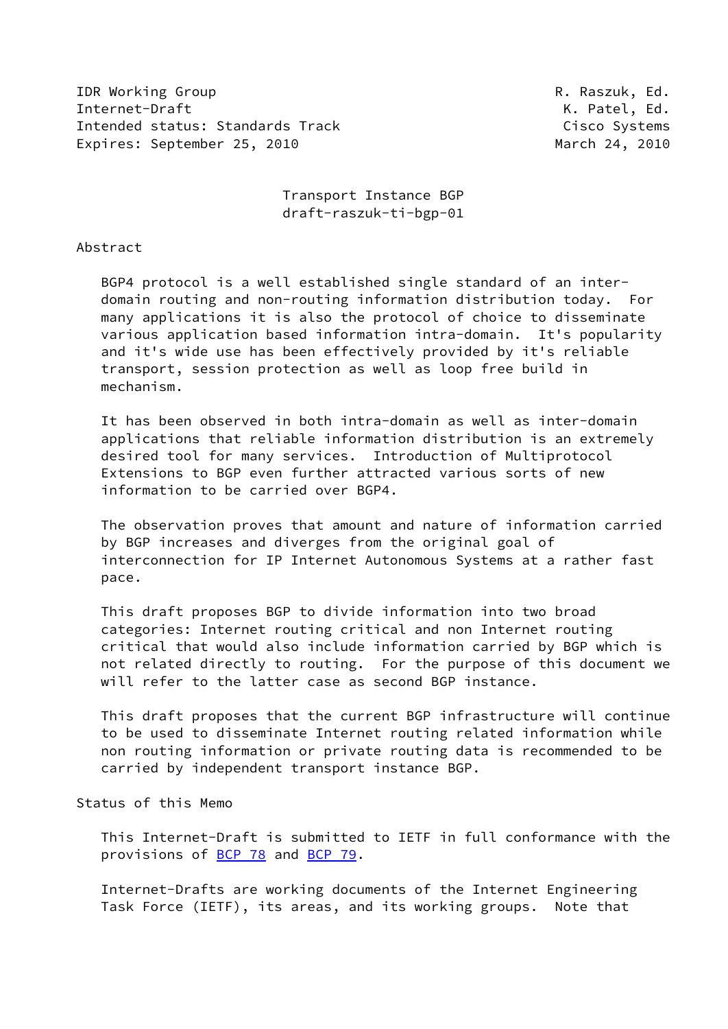IDR Working Group R. Raszuk, Ed.
Internet-Draft K. Patel, Ed.
Intended status: Standards Track Cisco Systems
Expires: September 25, 2010 March 24, 2010

# Transport Instance BGP
## draft-raszuk-ti-bgp-01

## Abstract

BGP4 protocol is a well established single standard of an inter-domain routing and non-routing information distribution today. For many applications it is also the protocol of choice to disseminate various application based information intra-domain. It's popularity and it's wide use has been effectively provided by it's reliable transport, session protection as well as loop free build in mechanism.

It has been observed in both intra-domain as well as inter-domain applications that reliable information distribution is an extremely desired tool for many services. Introduction of Multiprotocol Extensions to BGP even further attracted various sorts of new information to be carried over BGP4.

The observation proves that amount and nature of information carried by BGP increases and diverges from the original goal of interconnection for IP Internet Autonomous Systems at a rather fast pace.

This draft proposes BGP to divide information into two broad categories: Internet routing critical and non Internet routing critical that would also include information carried by BGP which is not related directly to routing. For the purpose of this document we will refer to the latter case as second BGP instance.

This draft proposes that the current BGP infrastructure will continue to be used to disseminate Internet routing related information while non routing information or private routing data is recommended to be carried by independent transport instance BGP.

## Status of this Memo

This Internet-Draft is submitted to IETF in full conformance with the provisions of BCP 78 and BCP 79.

Internet-Drafts are working documents of the Internet Engineering Task Force (IETF), its areas, and its working groups. Note that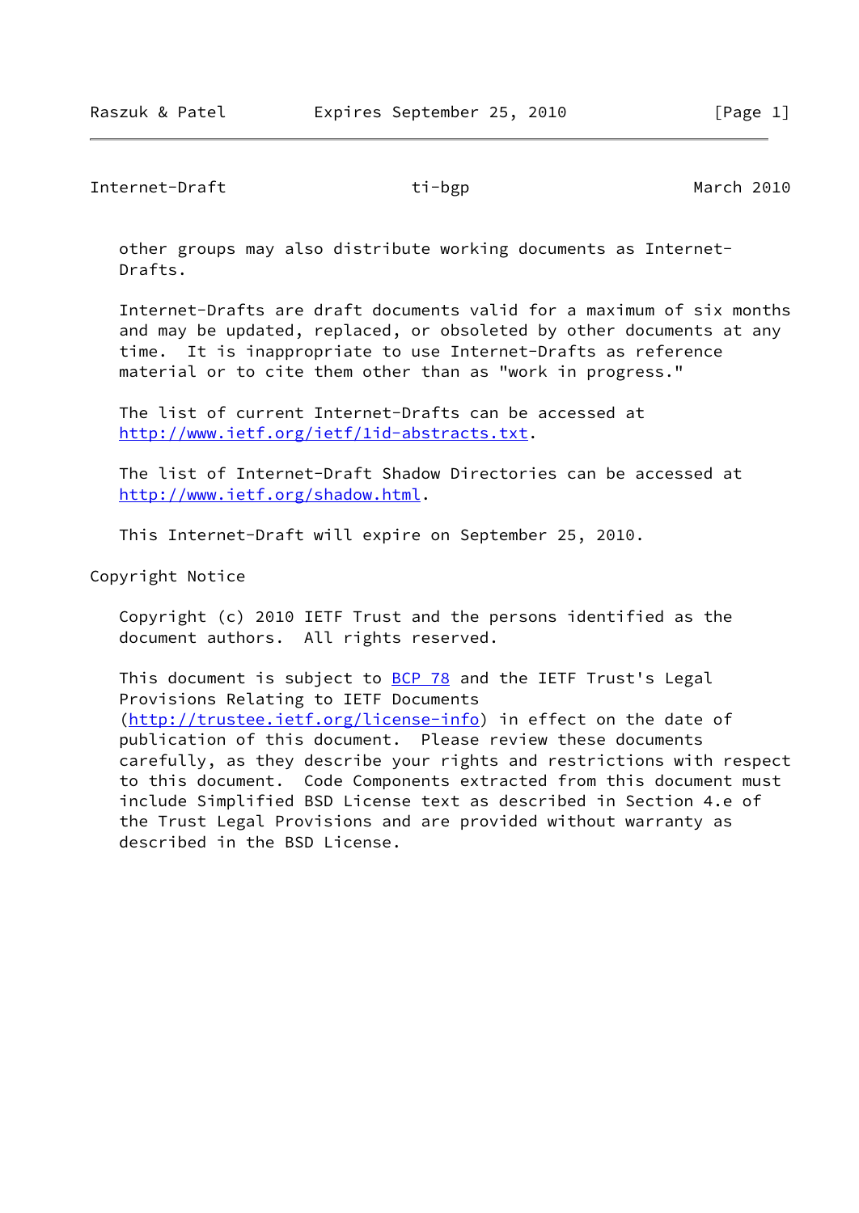other groups may also distribute working documents as Internet-Drafts.

Internet-Drafts are draft documents valid for a maximum of six months and may be updated, replaced, or obsoleted by other documents at any time. It is inappropriate to use Internet-Drafts as reference material or to cite them other than as "work in progress."

The list of current Internet-Drafts can be accessed at http://www.ietf.org/ietf/1id-abstracts.txt.

The list of Internet-Draft Shadow Directories can be accessed at http://www.ietf.org/shadow.html.

This Internet-Draft will expire on September 25, 2010.

## Copyright Notice

Copyright (c) 2010 IETF Trust and the persons identified as the document authors. All rights reserved.

This document is subject to BCP 78 and the IETF Trust's Legal Provisions Relating to IETF Documents (http://trustee.ietf.org/license-info) in effect on the date of publication of this document. Please review these documents carefully, as they describe your rights and restrictions with respect to this document. Code Components extracted from this document must include Simplified BSD License text as described in Section 4.e of the Trust Legal Provisions and are provided without warranty as described in the BSD License.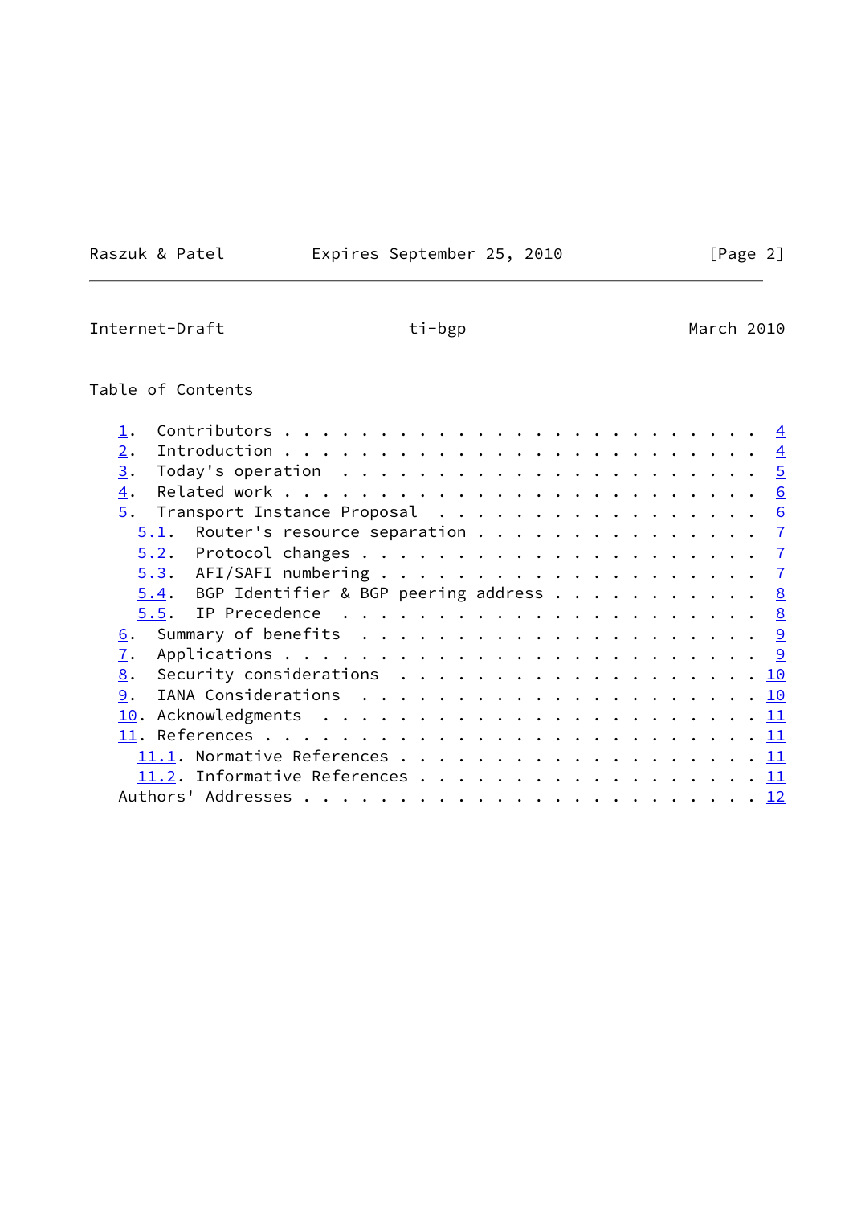Table of Contents

   1.  Contributors . . . . . . . . . . . . . . . . . . . . . . . . .  4
   2.  Introduction . . . . . . . . . . . . . . . . . . . . . . . . .  4
   3.  Today's operation  . . . . . . . . . . . . . . . . . . . . . .  5
   4.  Related work . . . . . . . . . . . . . . . . . . . . . . . . .  6
   5.  Transport Instance Proposal  . . . . . . . . . . . . . . . . .  6
     5.1.  Router's resource separation . . . . . . . . . . . . . . .  7
     5.2.  Protocol changes . . . . . . . . . . . . . . . . . . . . .  7
     5.3.  AFI/SAFI numbering . . . . . . . . . . . . . . . . . . . .  7
     5.4.  BGP Identifier & BGP peering address . . . . . . . . . . .  8
     5.5.  IP Precedence  . . . . . . . . . . . . . . . . . . . . . .  8
   6.  Summary of benefits  . . . . . . . . . . . . . . . . . . . . .  9
   7.  Applications . . . . . . . . . . . . . . . . . . . . . . . . .  9
   8.  Security considerations  . . . . . . . . . . . . . . . . . . . 10
   9.  IANA Considerations  . . . . . . . . . . . . . . . . . . . . . 10
   10. Acknowledgments  . . . . . . . . . . . . . . . . . . . . . . . 11
   11. References . . . . . . . . . . . . . . . . . . . . . . . . . . 11
     11.1. Normative References . . . . . . . . . . . . . . . . . . . 11
     11.2. Informative References . . . . . . . . . . . . . . . . . . 11
   Authors' Addresses . . . . . . . . . . . . . . . . . . . . . . . . 12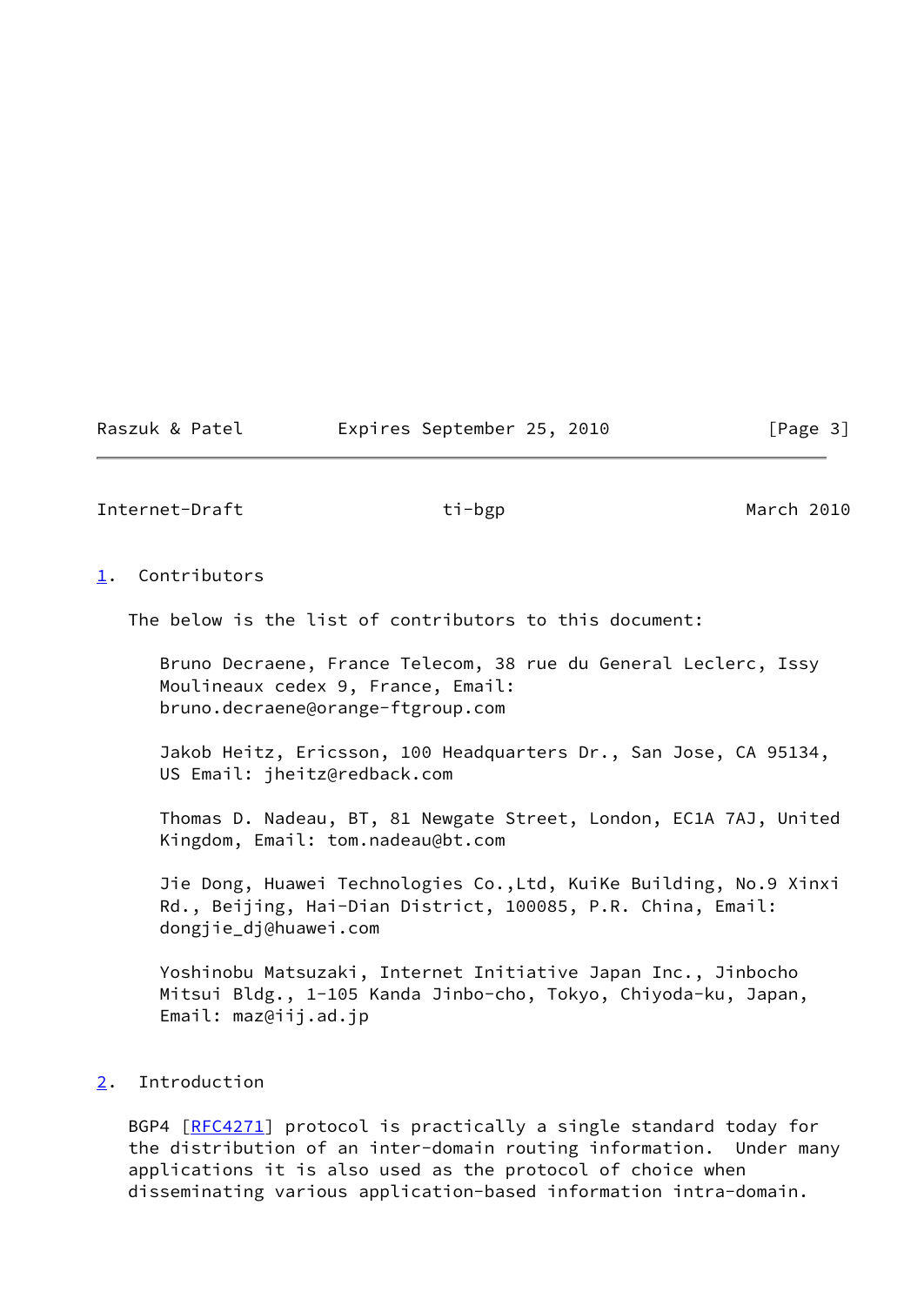## 1. Contributors

The below is the list of contributors to this document:

Bruno Decraene, France Telecom, 38 rue du General Leclerc, Issy Moulineaux cedex 9, France, Email: bruno.decraene@orange-ftgroup.com

Jakob Heitz, Ericsson, 100 Headquarters Dr., San Jose, CA 95134, US Email: jheitz@redback.com

Thomas D. Nadeau, BT, 81 Newgate Street, London, EC1A 7AJ, United Kingdom, Email: tom.nadeau@bt.com

Jie Dong, Huawei Technologies Co.,Ltd, KuiKe Building, No.9 Xinxi Rd., Beijing, Hai-Dian District, 100085, P.R. China, Email: dongjie_dj@huawei.com

Yoshinobu Matsuzaki, Internet Initiative Japan Inc., Jinbocho Mitsui Bldg., 1-105 Kanda Jinbo-cho, Tokyo, Chiyoda-ku, Japan, Email: maz@iij.ad.jp

## 2. Introduction

BGP4 [RFC4271] protocol is practically a single standard today for the distribution of an inter-domain routing information. Under many applications it is also used as the protocol of choice when disseminating various application-based information intra-domain.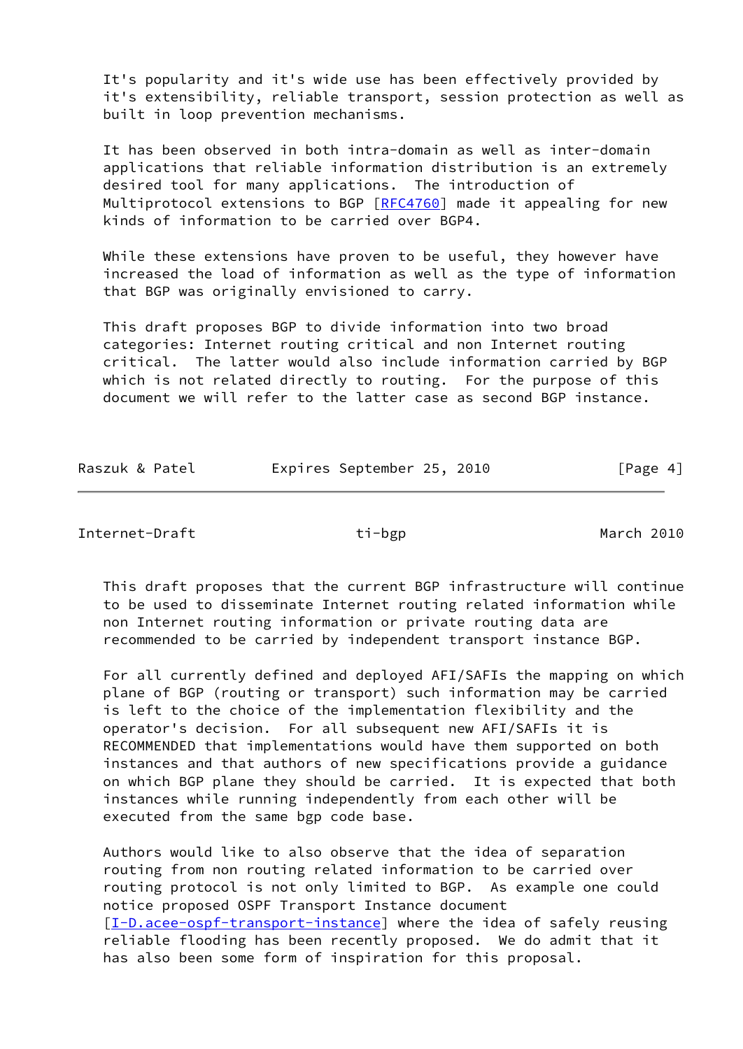It's popularity and it's wide use has been effectively provided by it's extensibility, reliable transport, session protection as well as built in loop prevention mechanisms.

It has been observed in both intra-domain as well as inter-domain applications that reliable information distribution is an extremely desired tool for many applications. The introduction of Multiprotocol extensions to BGP [RFC4760] made it appealing for new kinds of information to be carried over BGP4.

While these extensions have proven to be useful, they however have increased the load of information as well as the type of information that BGP was originally envisioned to carry.

This draft proposes BGP to divide information into two broad categories: Internet routing critical and non Internet routing critical. The latter would also include information carried by BGP which is not related directly to routing. For the purpose of this document we will refer to the latter case as second BGP instance.

This draft proposes that the current BGP infrastructure will continue to be used to disseminate Internet routing related information while non Internet routing information or private routing data are recommended to be carried by independent transport instance BGP.

For all currently defined and deployed AFI/SAFIs the mapping on which plane of BGP (routing or transport) such information may be carried is left to the choice of the implementation flexibility and the operator's decision. For all subsequent new AFI/SAFIs it is RECOMMENDED that implementations would have them supported on both instances and that authors of new specifications provide a guidance on which BGP plane they should be carried. It is expected that both instances while running independently from each other will be executed from the same bgp code base.

Authors would like to also observe that the idea of separation routing from non routing related information to be carried over routing protocol is not only limited to BGP. As example one could notice proposed OSPF Transport Instance document [I-D.acee-ospf-transport-instance] where the idea of safely reusing reliable flooding has been recently proposed. We do admit that it has also been some form of inspiration for this proposal.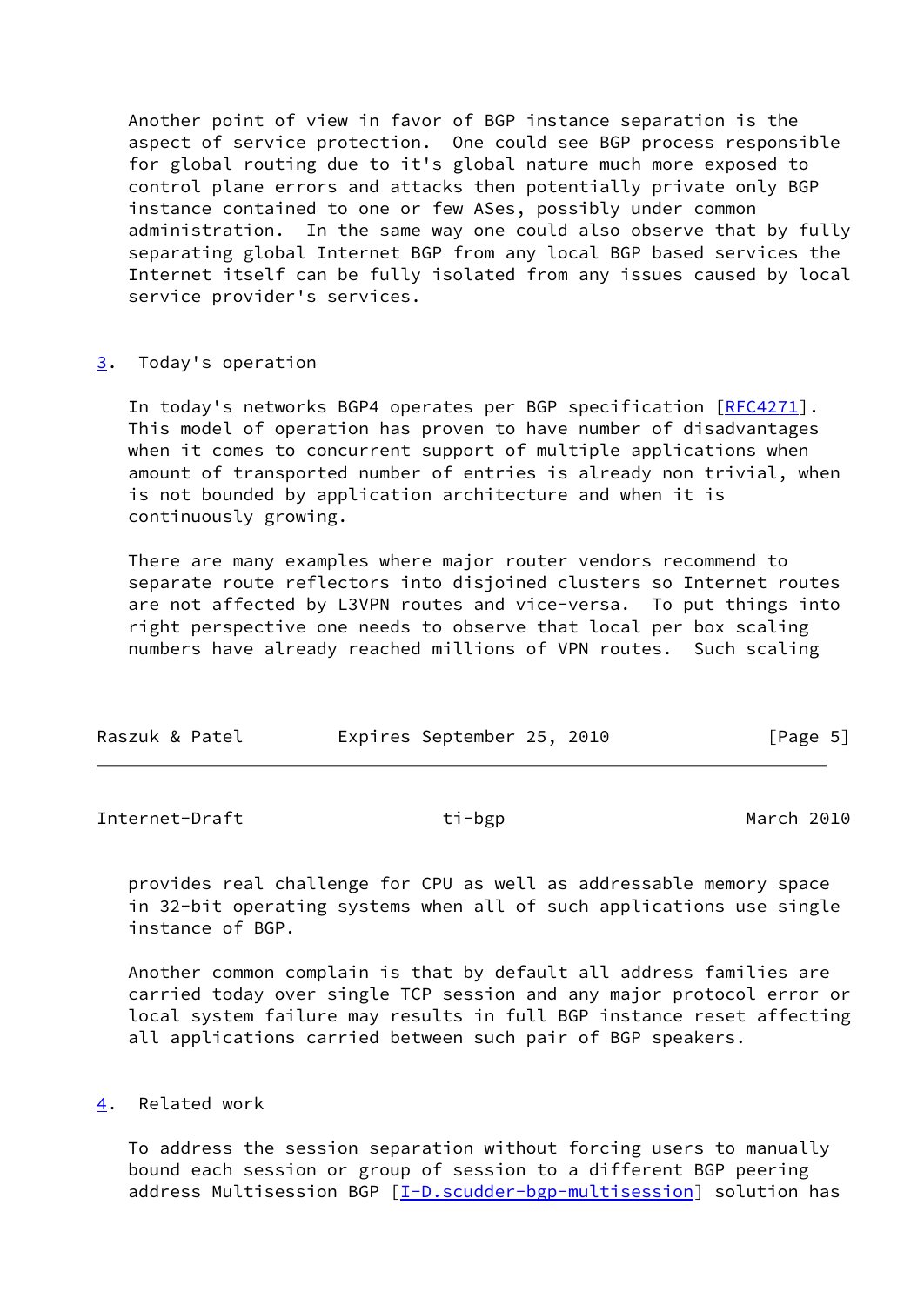Another point of view in favor of BGP instance separation is the aspect of service protection. One could see BGP process responsible for global routing due to it's global nature much more exposed to control plane errors and attacks then potentially private only BGP instance contained to one or few ASes, possibly under common administration. In the same way one could also observe that by fully separating global Internet BGP from any local BGP based services the Internet itself can be fully isolated from any issues caused by local service provider's services.

## 3. Today's operation

In today's networks BGP4 operates per BGP specification [RFC4271]. This model of operation has proven to have number of disadvantages when it comes to concurrent support of multiple applications when amount of transported number of entries is already non trivial, when is not bounded by application architecture and when it is continuously growing.

There are many examples where major router vendors recommend to separate route reflectors into disjoined clusters so Internet routes are not affected by L3VPN routes and vice-versa. To put things into right perspective one needs to observe that local per box scaling numbers have already reached millions of VPN routes. Such scaling provides real challenge for CPU as well as addressable memory space in 32-bit operating systems when all of such applications use single instance of BGP.

Another common complain is that by default all address families are carried today over single TCP session and any major protocol error or local system failure may results in full BGP instance reset affecting all applications carried between such pair of BGP speakers.

## 4. Related work

To address the session separation without forcing users to manually bound each session or group of session to a different BGP peering address Multisession BGP [I-D.scudder-bgp-multisession] solution has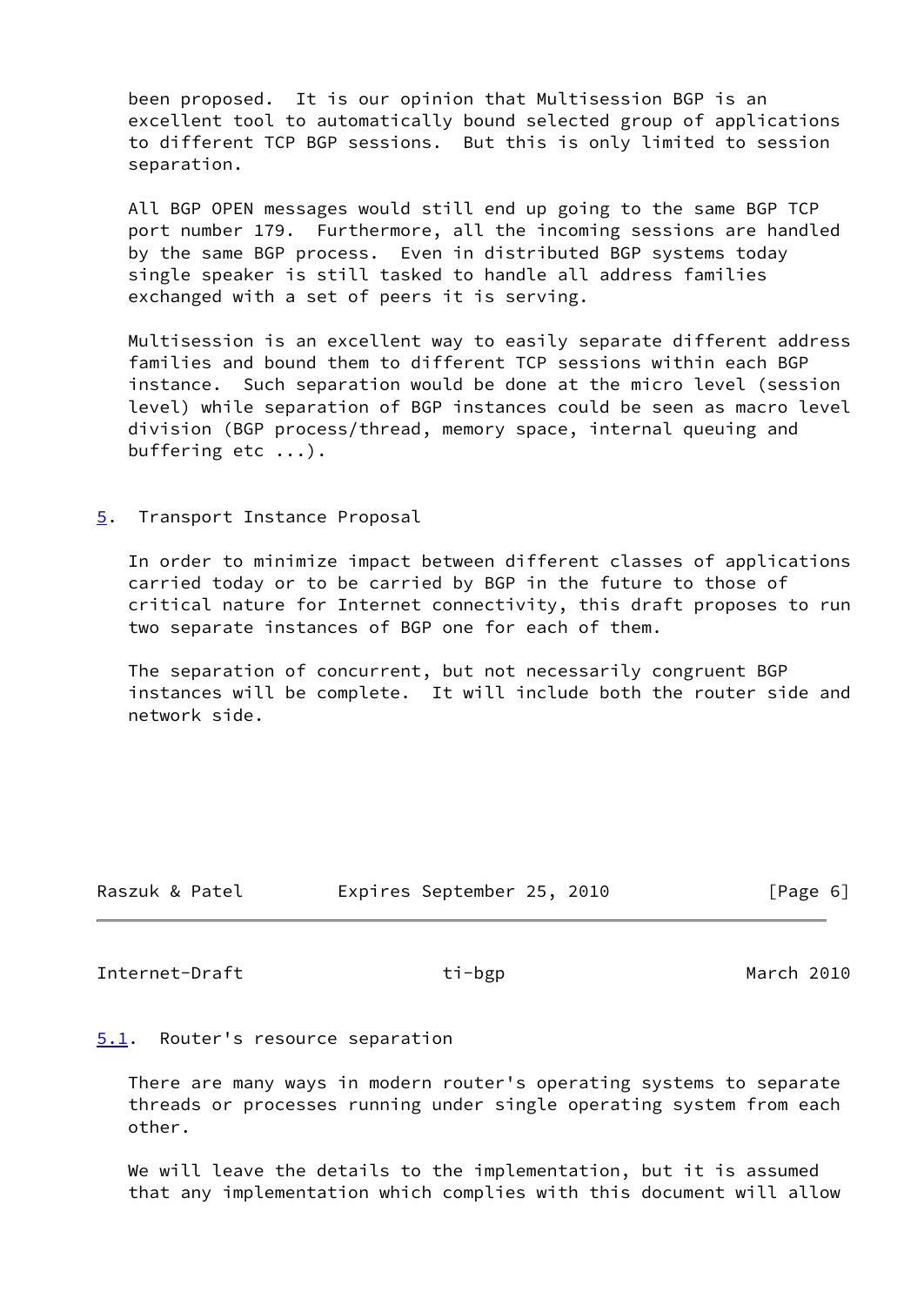been proposed. It is our opinion that Multisession BGP is an excellent tool to automatically bound selected group of applications to different TCP BGP sessions. But this is only limited to session separation.

All BGP OPEN messages would still end up going to the same BGP TCP port number 179. Furthermore, all the incoming sessions are handled by the same BGP process. Even in distributed BGP systems today single speaker is still tasked to handle all address families exchanged with a set of peers it is serving.

Multisession is an excellent way to easily separate different address families and bound them to different TCP sessions within each BGP instance. Such separation would be done at the micro level (session level) while separation of BGP instances could be seen as macro level division (BGP process/thread, memory space, internal queuing and buffering etc ...).

## 5. Transport Instance Proposal

In order to minimize impact between different classes of applications carried today or to be carried by BGP in the future to those of critical nature for Internet connectivity, this draft proposes to run two separate instances of BGP one for each of them.

The separation of concurrent, but not necessarily congruent BGP instances will be complete. It will include both the router side and network side.

### 5.1. Router's resource separation

There are many ways in modern router's operating systems to separate threads or processes running under single operating system from each other.

We will leave the details to the implementation, but it is assumed that any implementation which complies with this document will allow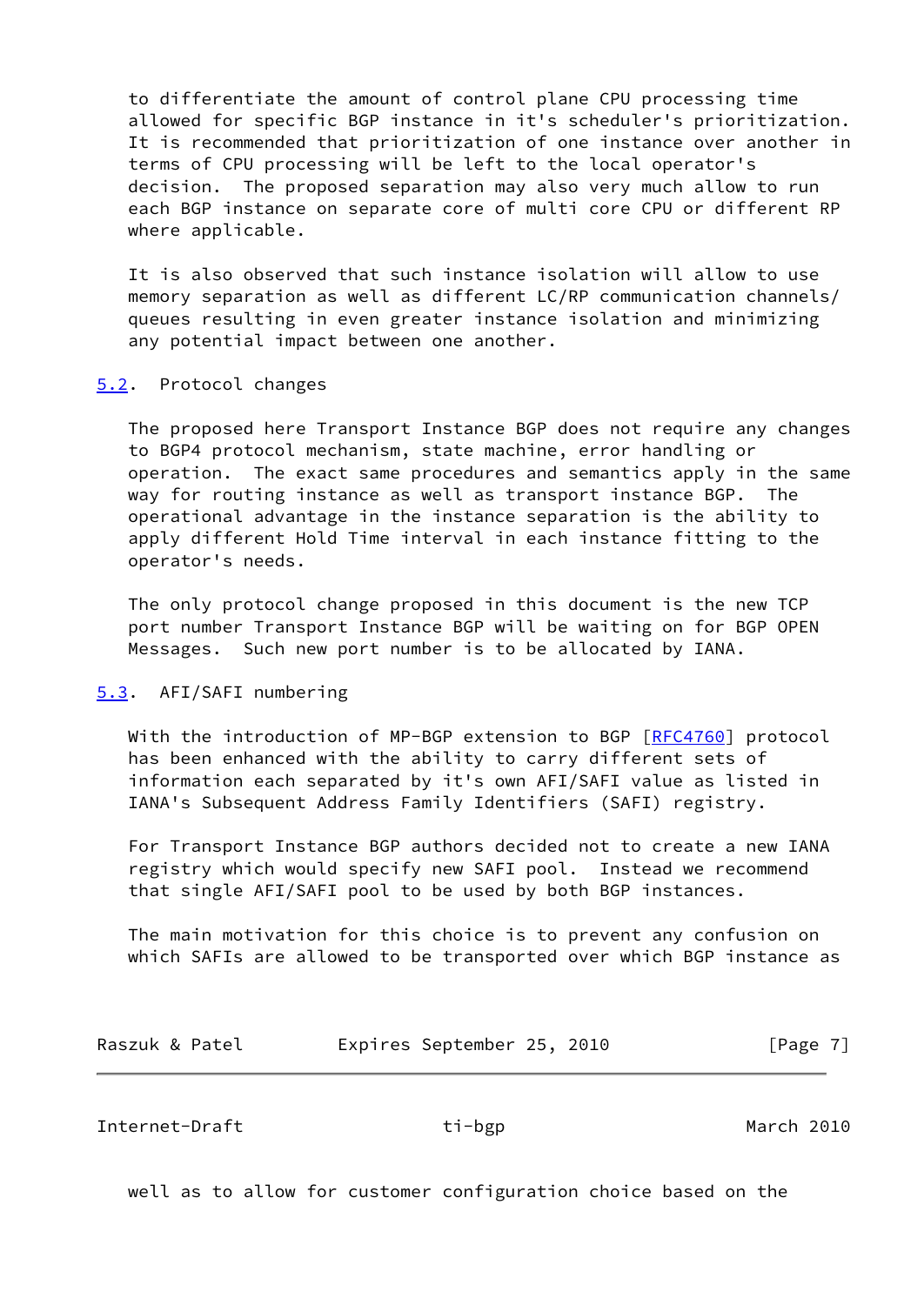to differentiate the amount of control plane CPU processing time allowed for specific BGP instance in it's scheduler's prioritization. It is recommended that prioritization of one instance over another in terms of CPU processing will be left to the local operator's decision. The proposed separation may also very much allow to run each BGP instance on separate core of multi core CPU or different RP where applicable.

It is also observed that such instance isolation will allow to use memory separation as well as different LC/RP communication channels/ queues resulting in even greater instance isolation and minimizing any potential impact between one another.

## 5.2. Protocol changes

The proposed here Transport Instance BGP does not require any changes to BGP4 protocol mechanism, state machine, error handling or operation. The exact same procedures and semantics apply in the same way for routing instance as well as transport instance BGP. The operational advantage in the instance separation is the ability to apply different Hold Time interval in each instance fitting to the operator's needs.

The only protocol change proposed in this document is the new TCP port number Transport Instance BGP will be waiting on for BGP OPEN Messages. Such new port number is to be allocated by IANA.

## 5.3. AFI/SAFI numbering

With the introduction of MP-BGP extension to BGP [RFC4760] protocol has been enhanced with the ability to carry different sets of information each separated by it's own AFI/SAFI value as listed in IANA's Subsequent Address Family Identifiers (SAFI) registry.

For Transport Instance BGP authors decided not to create a new IANA registry which would specify new SAFI pool. Instead we recommend that single AFI/SAFI pool to be used by both BGP instances.

The main motivation for this choice is to prevent any confusion on which SAFIs are allowed to be transported over which BGP instance as well as to allow for customer configuration choice based on the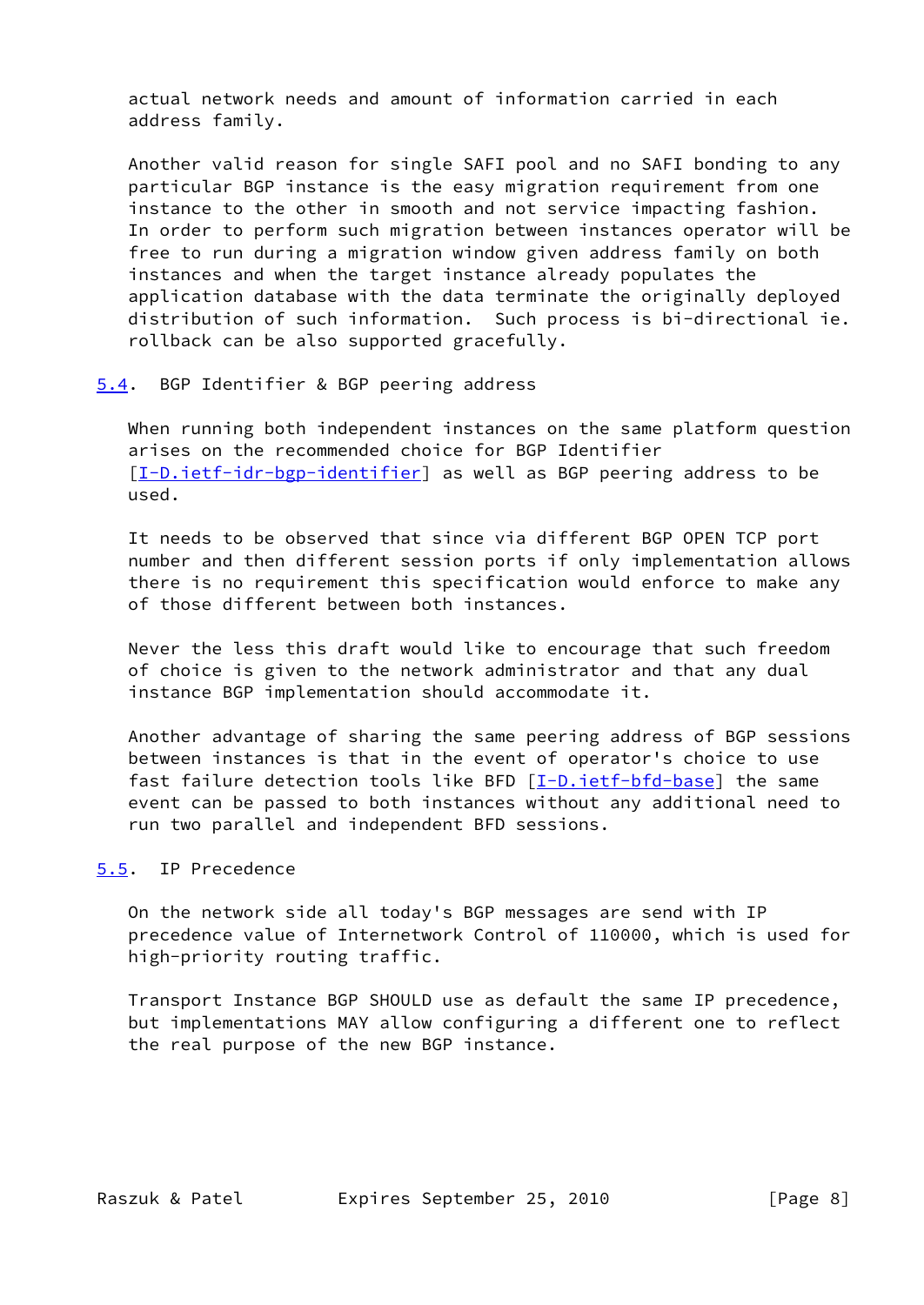actual network needs and amount of information carried in each address family.

Another valid reason for single SAFI pool and no SAFI bonding to any particular BGP instance is the easy migration requirement from one instance to the other in smooth and not service impacting fashion. In order to perform such migration between instances operator will be free to run during a migration window given address family on both instances and when the target instance already populates the application database with the data terminate the originally deployed distribution of such information. Such process is bi-directional ie. rollback can be also supported gracefully.

### 5.4. BGP Identifier & BGP peering address

When running both independent instances on the same platform question arises on the recommended choice for BGP Identifier [I-D.ietf-idr-bgp-identifier] as well as BGP peering address to be used.

It needs to be observed that since via different BGP OPEN TCP port number and then different session ports if only implementation allows there is no requirement this specification would enforce to make any of those different between both instances.

Never the less this draft would like to encourage that such freedom of choice is given to the network administrator and that any dual instance BGP implementation should accommodate it.

Another advantage of sharing the same peering address of BGP sessions between instances is that in the event of operator's choice to use fast failure detection tools like BFD [I-D.ietf-bfd-base] the same event can be passed to both instances without any additional need to run two parallel and independent BFD sessions.

### 5.5. IP Precedence

On the network side all today's BGP messages are send with IP precedence value of Internetwork Control of 110000, which is used for high-priority routing traffic.

Transport Instance BGP SHOULD use as default the same IP precedence, but implementations MAY allow configuring a different one to reflect the real purpose of the new BGP instance.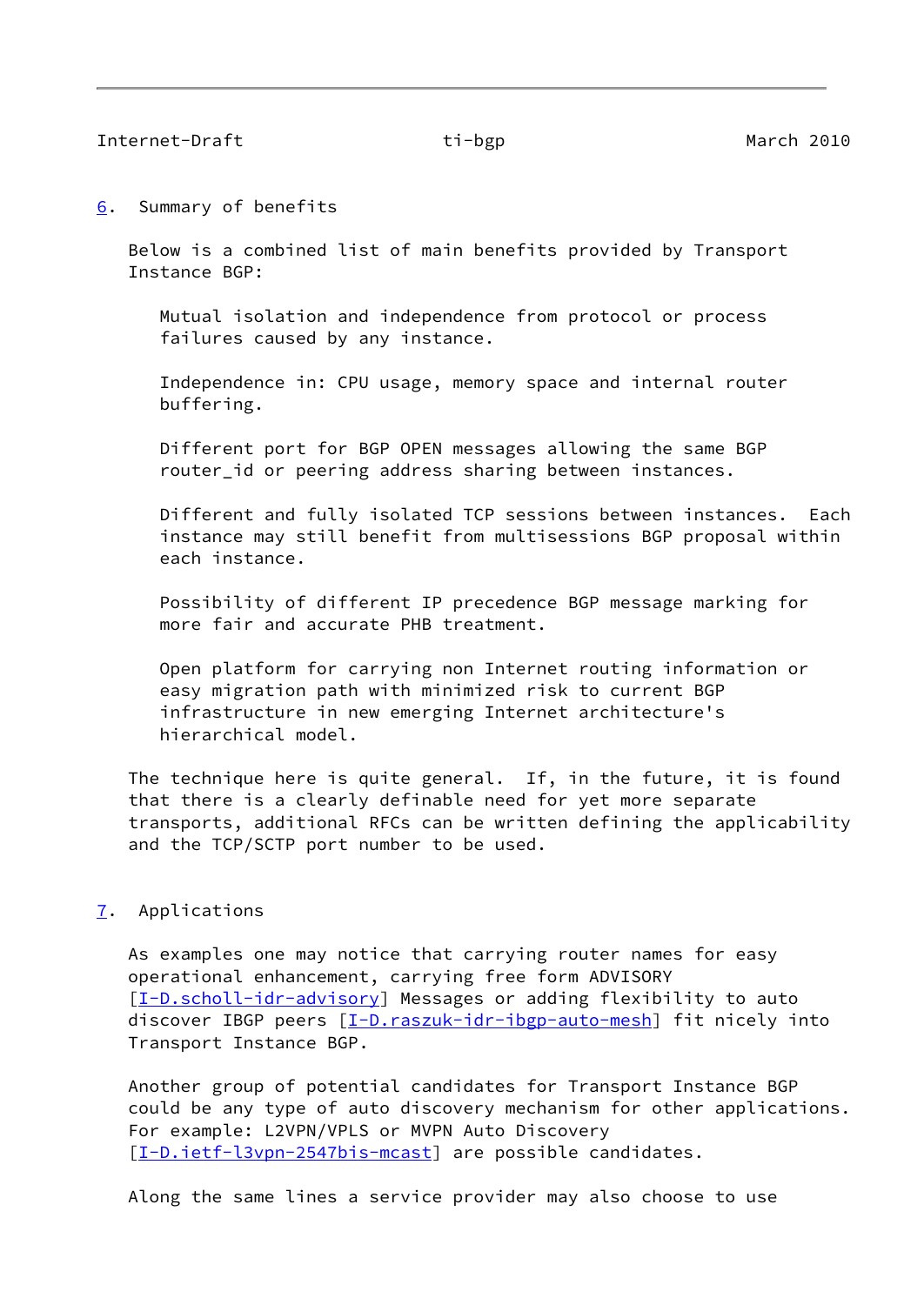## 6. Summary of benefits

Below is a combined list of main benefits provided by Transport Instance BGP:

Mutual isolation and independence from protocol or process failures caused by any instance.

Independence in: CPU usage, memory space and internal router buffering.

Different port for BGP OPEN messages allowing the same BGP router_id or peering address sharing between instances.

Different and fully isolated TCP sessions between instances. Each instance may still benefit from multisessions BGP proposal within each instance.

Possibility of different IP precedence BGP message marking for more fair and accurate PHB treatment.

Open platform for carrying non Internet routing information or easy migration path with minimized risk to current BGP infrastructure in new emerging Internet architecture's hierarchical model.

The technique here is quite general. If, in the future, it is found that there is a clearly definable need for yet more separate transports, additional RFCs can be written defining the applicability and the TCP/SCTP port number to be used.

## 7. Applications

As examples one may notice that carrying router names for easy operational enhancement, carrying free form ADVISORY [I-D.scholl-idr-advisory] Messages or adding flexibility to auto discover IBGP peers [I-D.raszuk-idr-ibgp-auto-mesh] fit nicely into Transport Instance BGP.

Another group of potential candidates for Transport Instance BGP could be any type of auto discovery mechanism for other applications. For example: L2VPN/VPLS or MVPN Auto Discovery [I-D.ietf-l3vpn-2547bis-mcast] are possible candidates.

Along the same lines a service provider may also choose to use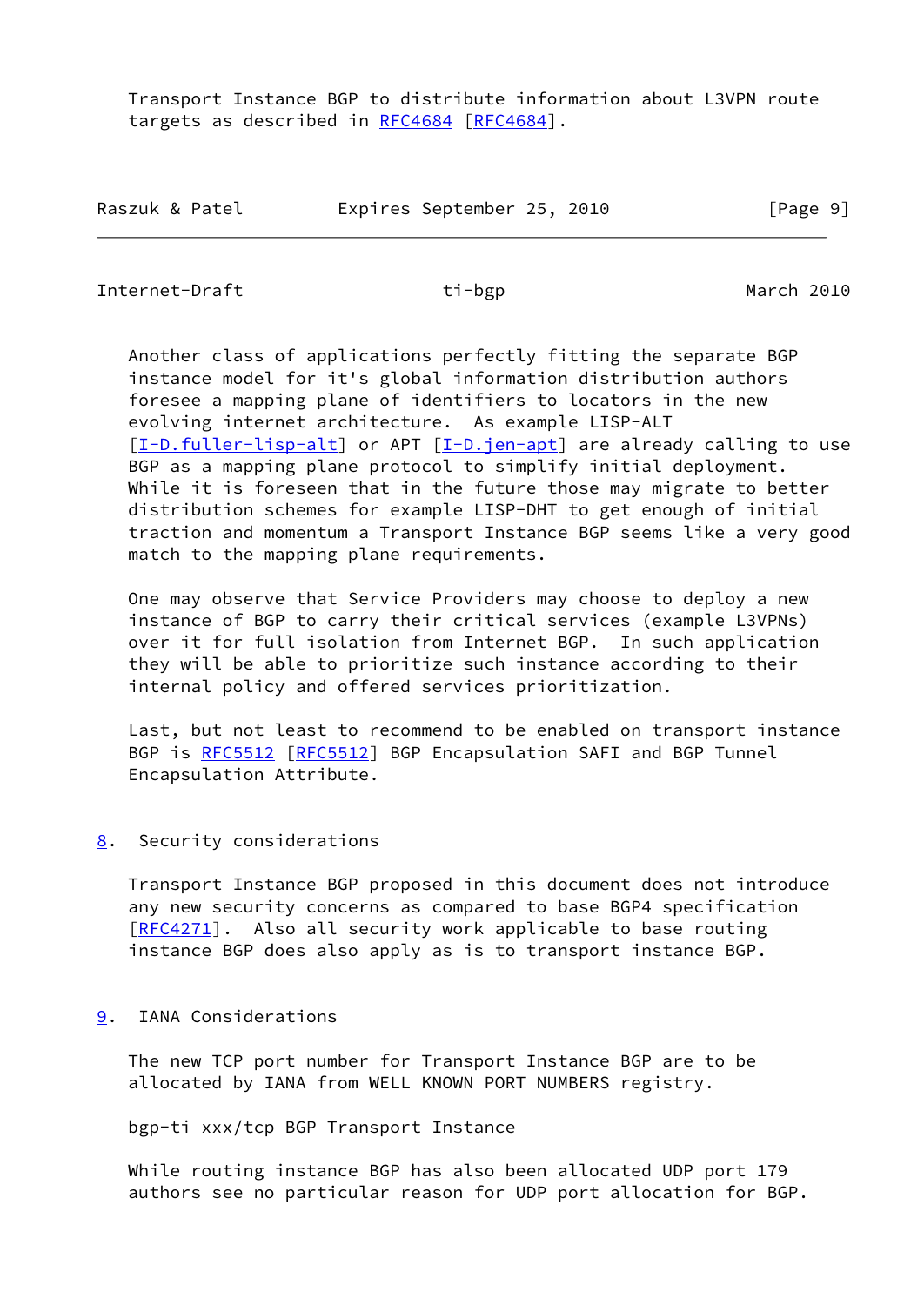Transport Instance BGP to distribute information about L3VPN route targets as described in RFC4684 [RFC4684].

Another class of applications perfectly fitting the separate BGP instance model for it's global information distribution authors foresee a mapping plane of identifiers to locators in the new evolving internet architecture. As example LISP-ALT [I-D.fuller-lisp-alt] or APT [I-D.jen-apt] are already calling to use BGP as a mapping plane protocol to simplify initial deployment. While it is foreseen that in the future those may migrate to better distribution schemes for example LISP-DHT to get enough of initial traction and momentum a Transport Instance BGP seems like a very good match to the mapping plane requirements.

One may observe that Service Providers may choose to deploy a new instance of BGP to carry their critical services (example L3VPNs) over it for full isolation from Internet BGP. In such application they will be able to prioritize such instance according to their internal policy and offered services prioritization.

Last, but not least to recommend to be enabled on transport instance BGP is RFC5512 [RFC5512] BGP Encapsulation SAFI and BGP Tunnel Encapsulation Attribute.

## 8. Security considerations

Transport Instance BGP proposed in this document does not introduce any new security concerns as compared to base BGP4 specification [RFC4271]. Also all security work applicable to base routing instance BGP does also apply as is to transport instance BGP.

## 9. IANA Considerations

The new TCP port number for Transport Instance BGP are to be allocated by IANA from WELL KNOWN PORT NUMBERS registry.

bgp-ti xxx/tcp BGP Transport Instance

While routing instance BGP has also been allocated UDP port 179 authors see no particular reason for UDP port allocation for BGP.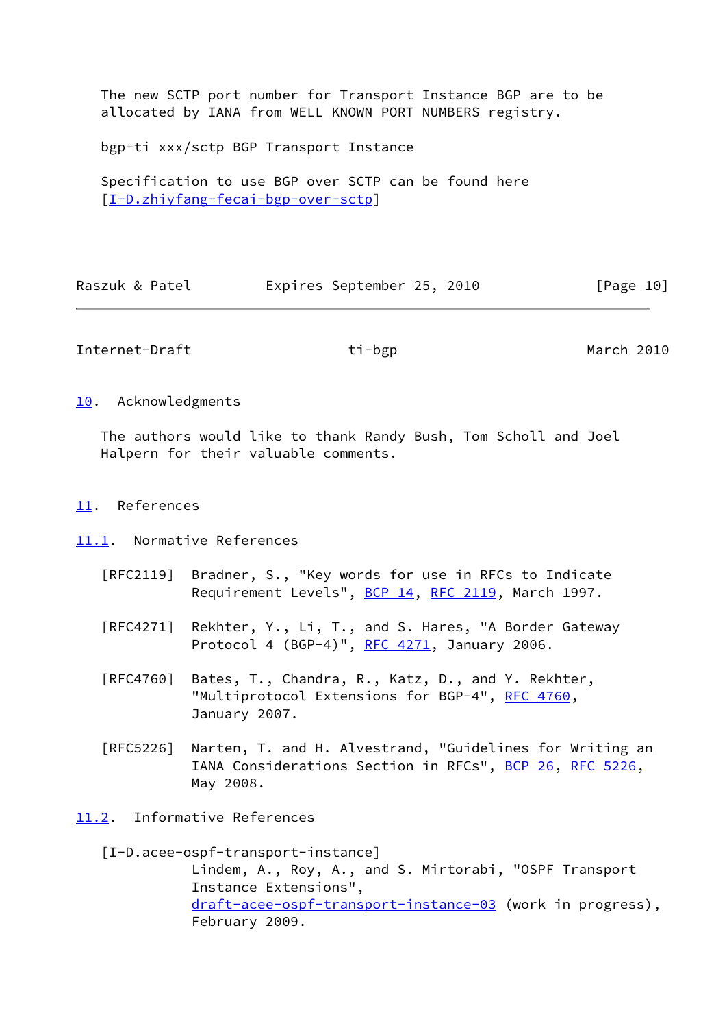The new SCTP port number for Transport Instance BGP are to be allocated by IANA from WELL KNOWN PORT NUMBERS registry.

bgp-ti xxx/sctp BGP Transport Instance

Specification to use BGP over SCTP can be found here [I-D.zhiyfang-fecai-bgp-over-sctp]

## 10. Acknowledgments

The authors would like to thank Randy Bush, Tom Scholl and Joel Halpern for their valuable comments.

## 11. References

### 11.1. Normative References

[RFC2119] Bradner, S., "Key words for use in RFCs to Indicate Requirement Levels", BCP 14, RFC 2119, March 1997.

[RFC4271] Rekhter, Y., Li, T., and S. Hares, "A Border Gateway Protocol 4 (BGP-4)", RFC 4271, January 2006.

[RFC4760] Bates, T., Chandra, R., Katz, D., and Y. Rekhter, "Multiprotocol Extensions for BGP-4", RFC 4760, January 2007.

[RFC5226] Narten, T. and H. Alvestrand, "Guidelines for Writing an IANA Considerations Section in RFCs", BCP 26, RFC 5226, May 2008.

### 11.2. Informative References

[I-D.acee-ospf-transport-instance] Lindem, A., Roy, A., and S. Mirtorabi, "OSPF Transport Instance Extensions", draft-acee-ospf-transport-instance-03 (work in progress), February 2009.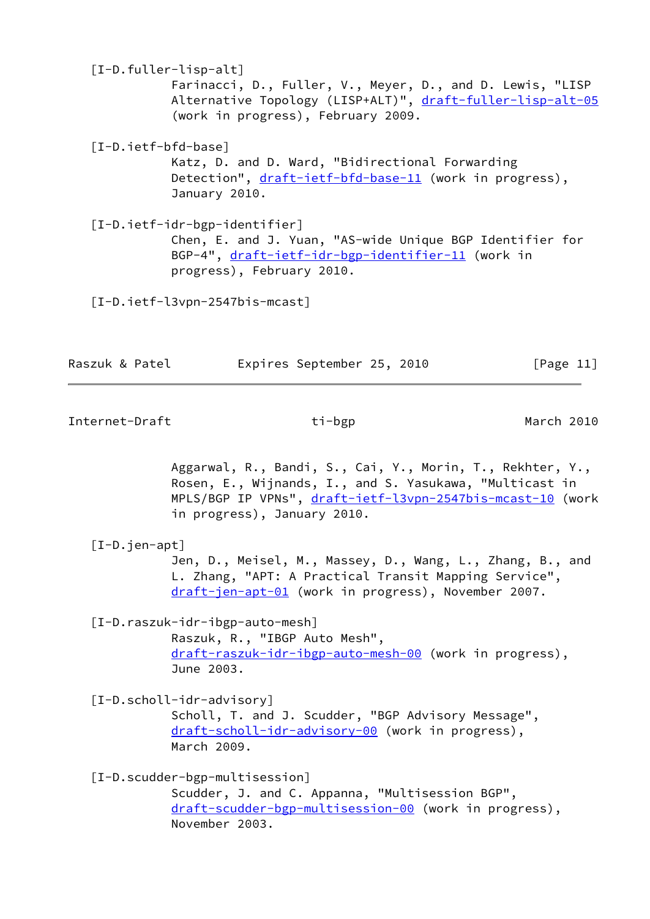[I-D.fuller-lisp-alt]
Farinacci, D., Fuller, V., Meyer, D., and D. Lewis, "LISP Alternative Topology (LISP+ALT)", draft-fuller-lisp-alt-05 (work in progress), February 2009.

[I-D.ietf-bfd-base]
Katz, D. and D. Ward, "Bidirectional Forwarding Detection", draft-ietf-bfd-base-11 (work in progress), January 2010.

[I-D.ietf-idr-bgp-identifier]
Chen, E. and J. Yuan, "AS-wide Unique BGP Identifier for BGP-4", draft-ietf-idr-bgp-identifier-11 (work in progress), February 2010.

[I-D.ietf-l3vpn-2547bis-mcast]
Aggarwal, R., Bandi, S., Cai, Y., Morin, T., Rekhter, Y., Rosen, E., Wijnands, I., and S. Yasukawa, "Multicast in MPLS/BGP IP VPNs", draft-ietf-l3vpn-2547bis-mcast-10 (work in progress), January 2010.

[I-D.jen-apt]
Jen, D., Meisel, M., Massey, D., Wang, L., Zhang, B., and L. Zhang, "APT: A Practical Transit Mapping Service", draft-jen-apt-01 (work in progress), November 2007.

[I-D.raszuk-idr-ibgp-auto-mesh]
Raszuk, R., "IBGP Auto Mesh", draft-raszuk-idr-ibgp-auto-mesh-00 (work in progress), June 2003.

[I-D.scholl-idr-advisory]
Scholl, T. and J. Scudder, "BGP Advisory Message", draft-scholl-idr-advisory-00 (work in progress), March 2009.

[I-D.scudder-bgp-multisession]
Scudder, J. and C. Appanna, "Multisession BGP", draft-scudder-bgp-multisession-00 (work in progress), November 2003.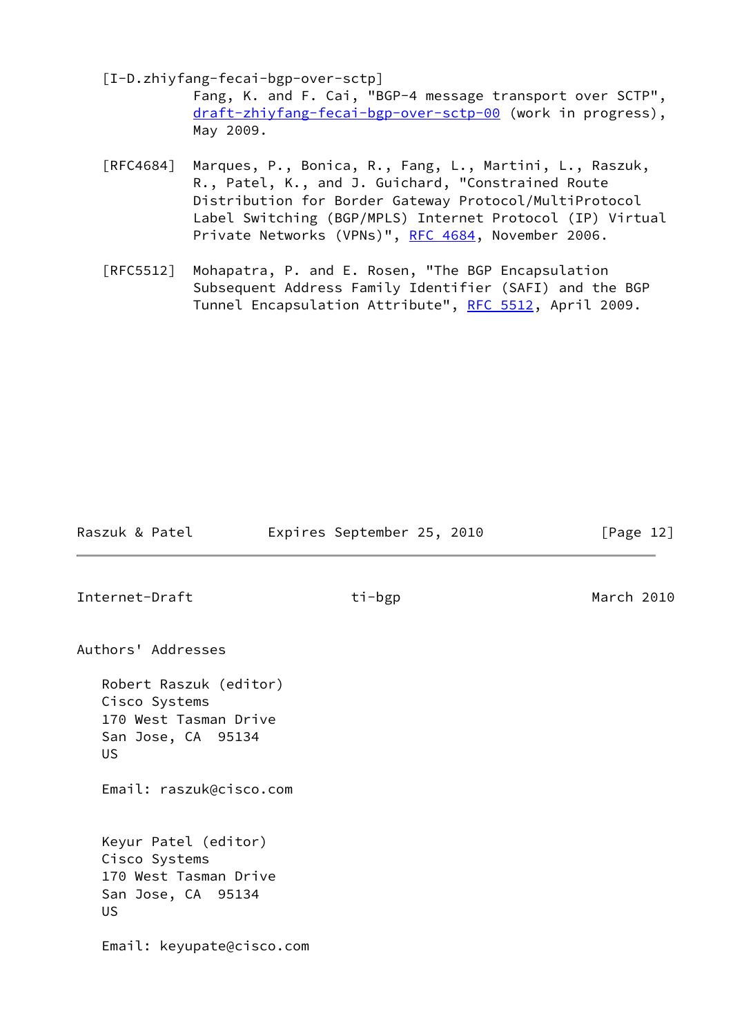[I-D.zhiyfang-fecai-bgp-over-sctp]
Fang, K. and F. Cai, "BGP-4 message transport over SCTP", draft-zhiyfang-fecai-bgp-over-sctp-00 (work in progress), May 2009.

[RFC4684] Marques, P., Bonica, R., Fang, L., Martini, L., Raszuk, R., Patel, K., and J. Guichard, "Constrained Route Distribution for Border Gateway Protocol/MultiProtocol Label Switching (BGP/MPLS) Internet Protocol (IP) Virtual Private Networks (VPNs)", RFC 4684, November 2006.

[RFC5512] Mohapatra, P. and E. Rosen, "The BGP Encapsulation Subsequent Address Family Identifier (SAFI) and the BGP Tunnel Encapsulation Attribute", RFC 5512, April 2009.

## Authors' Addresses

Robert Raszuk (editor)
Cisco Systems
170 West Tasman Drive
San Jose, CA 95134
US

Email: raszuk@cisco.com

Keyur Patel (editor)
Cisco Systems
170 West Tasman Drive
San Jose, CA 95134
US

Email: keyupate@cisco.com